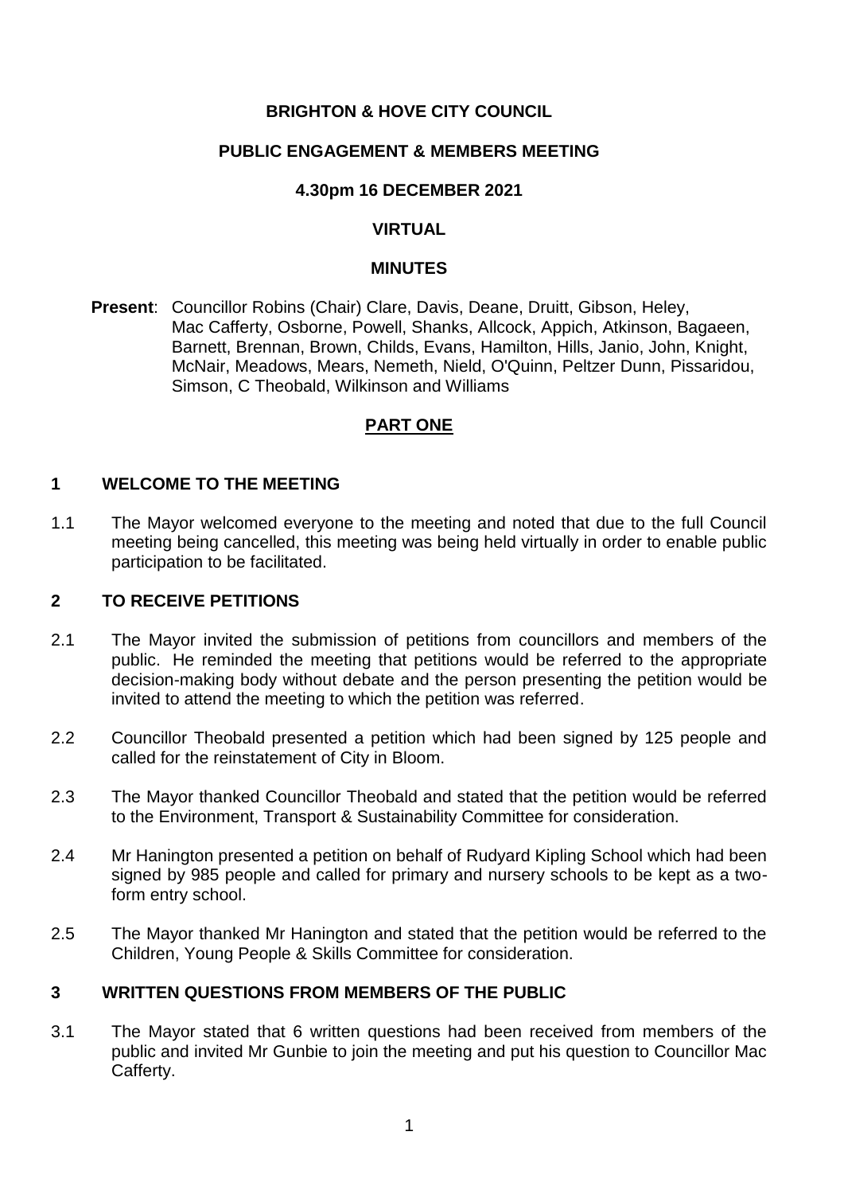# BRIGHTON & HOVE CITY COUNCIL

## PUBLIC ENGAGEMENT & MEMBERS MEETING

### 4.30pm 16 DECEMBER 2021

### VIRTUAL

### MINUTES

**Present**: Councillor Robins (Chair) Clare, Davis, Deane, Druitt, Gibson, Heley, Mac Cafferty, Osborne, Powell, Shanks, Allcock, Appich, Atkinson, Bagaeen, Barnett, Brennan, Brown, Childs, Evans, Hamilton, Hills, Janio, John, Knight, McNair, Meadows, Mears, Nemeth, Nield, O'Quinn, Peltzer Dunn, Pissaridou, Simson, C Theobald, Wilkinson and Williams

## PART ONE

### 1 WELCOME TO THE MEETING

1.1 The Mayor welcomed everyone to the meeting and noted that due to the full Council meeting being cancelled, this meeting was being held virtually in order to enable public participation to be facilitated.

### 2 TO RECEIVE PETITIONS

2.1 The Mayor invited the submission of petitions from councillors and members of the public. He reminded the meeting that petitions would be referred to the appropriate decision-making body without debate and the person presenting the petition would be invited to attend the meeting to which the petition was referred.

2.2 Councillor Theobald presented a petition which had been signed by 125 people and called for the reinstatement of City in Bloom.

2.3 The Mayor thanked Councillor Theobald and stated that the petition would be referred to the Environment, Transport & Sustainability Committee for consideration.

2.4 Mr Hanington presented a petition on behalf of Rudyard Kipling School which had been signed by 985 people and called for primary and nursery schools to be kept as a two-form entry school.

2.5 The Mayor thanked Mr Hanington and stated that the petition would be referred to the Children, Young People & Skills Committee for consideration.

### 3 WRITTEN QUESTIONS FROM MEMBERS OF THE PUBLIC

3.1 The Mayor stated that 6 written questions had been received from members of the public and invited Mr Gunbie to join the meeting and put his question to Councillor Mac Cafferty.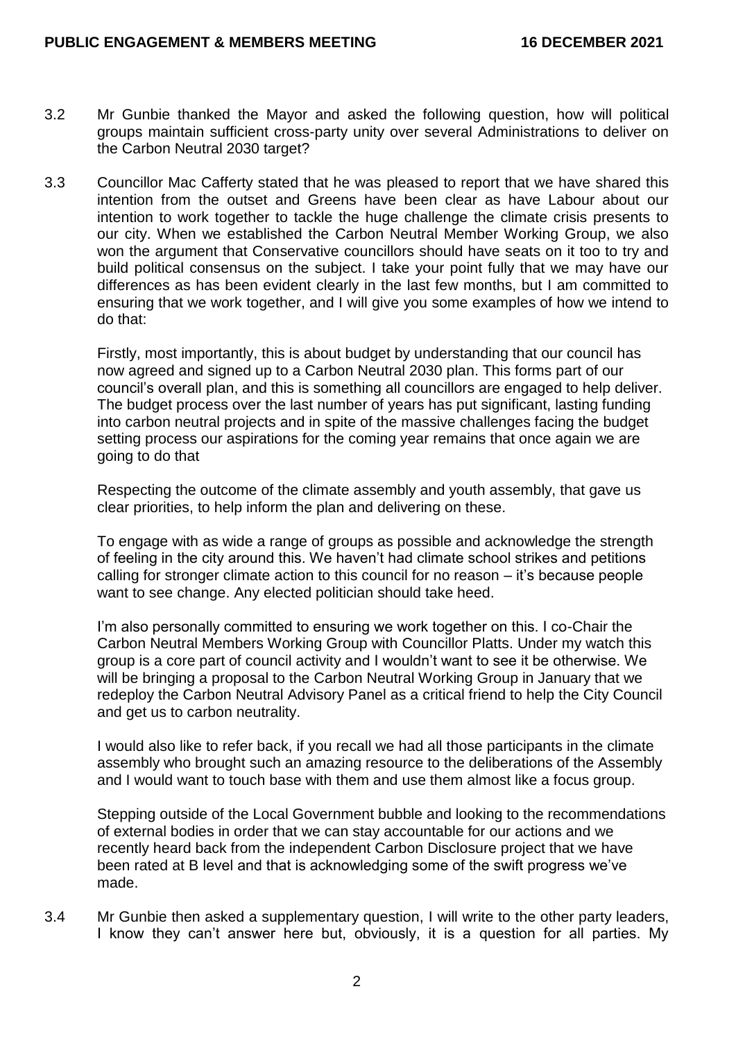3.2 Mr Gunbie thanked the Mayor and asked the following question, how will political groups maintain sufficient cross-party unity over several Administrations to deliver on the Carbon Neutral 2030 target?

3.3 Councillor Mac Cafferty stated that he was pleased to report that we have shared this intention from the outset and Greens have been clear as have Labour about our intention to work together to tackle the huge challenge the climate crisis presents to our city. When we established the Carbon Neutral Member Working Group, we also won the argument that Conservative councillors should have seats on it too to try and build political consensus on the subject. I take your point fully that we may have our differences as has been evident clearly in the last few months, but I am committed to ensuring that we work together, and I will give you some examples of how we intend to do that:

Firstly, most importantly, this is about budget by understanding that our council has now agreed and signed up to a Carbon Neutral 2030 plan. This forms part of our council's overall plan, and this is something all councillors are engaged to help deliver. The budget process over the last number of years has put significant, lasting funding into carbon neutral projects and in spite of the massive challenges facing the budget setting process our aspirations for the coming year remains that once again we are going to do that

Respecting the outcome of the climate assembly and youth assembly, that gave us clear priorities, to help inform the plan and delivering on these.

To engage with as wide a range of groups as possible and acknowledge the strength of feeling in the city around this. We haven't had climate school strikes and petitions calling for stronger climate action to this council for no reason – it's because people want to see change. Any elected politician should take heed.

I'm also personally committed to ensuring we work together on this. I co-Chair the Carbon Neutral Members Working Group with Councillor Platts. Under my watch this group is a core part of council activity and I wouldn't want to see it be otherwise. We will be bringing a proposal to the Carbon Neutral Working Group in January that we redeploy the Carbon Neutral Advisory Panel as a critical friend to help the City Council and get us to carbon neutrality.

I would also like to refer back, if you recall we had all those participants in the climate assembly who brought such an amazing resource to the deliberations of the Assembly and I would want to touch base with them and use them almost like a focus group.

Stepping outside of the Local Government bubble and looking to the recommendations of external bodies in order that we can stay accountable for our actions and we recently heard back from the independent Carbon Disclosure project that we have been rated at B level and that is acknowledging some of the swift progress we've made.

3.4 Mr Gunbie then asked a supplementary question, I will write to the other party leaders, I know they can't answer here but, obviously, it is a question for all parties. My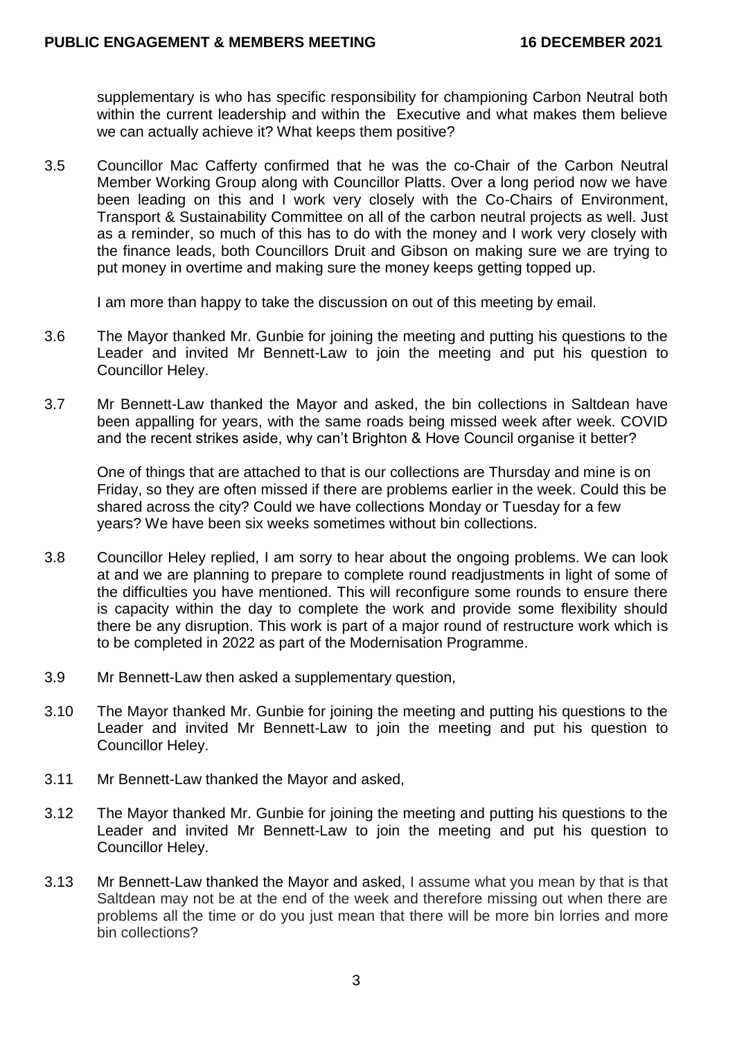supplementary is who has specific responsibility for championing Carbon Neutral both within the current leadership and within the Executive and what makes them believe we can actually achieve it? What keeps them positive?

3.5 Councillor Mac Cafferty confirmed that he was the co-Chair of the Carbon Neutral Member Working Group along with Councillor Platts. Over a long period now we have been leading on this and I work very closely with the Co-Chairs of Environment, Transport & Sustainability Committee on all of the carbon neutral projects as well. Just as a reminder, so much of this has to do with the money and I work very closely with the finance leads, both Councillors Druit and Gibson on making sure we are trying to put money in overtime and making sure the money keeps getting topped up.

I am more than happy to take the discussion on out of this meeting by email.

3.6 The Mayor thanked Mr. Gunbie for joining the meeting and putting his questions to the Leader and invited Mr Bennett-Law to join the meeting and put his question to Councillor Heley.

3.7 Mr Bennett-Law thanked the Mayor and asked, the bin collections in Saltdean have been appalling for years, with the same roads being missed week after week. COVID and the recent strikes aside, why can't Brighton & Hove Council organise it better?

One of things that are attached to that is our collections are Thursday and mine is on Friday, so they are often missed if there are problems earlier in the week. Could this be shared across the city? Could we have collections Monday or Tuesday for a few years? We have been six weeks sometimes without bin collections.

3.8 Councillor Heley replied, I am sorry to hear about the ongoing problems. We can look at and we are planning to prepare to complete round readjustments in light of some of the difficulties you have mentioned. This will reconfigure some rounds to ensure there is capacity within the day to complete the work and provide some flexibility should there be any disruption. This work is part of a major round of restructure work which is to be completed in 2022 as part of the Modernisation Programme.

3.9 Mr Bennett-Law then asked a supplementary question,

3.10 The Mayor thanked Mr. Gunbie for joining the meeting and putting his questions to the Leader and invited Mr Bennett-Law to join the meeting and put his question to Councillor Heley.

3.11 Mr Bennett-Law thanked the Mayor and asked,

3.12 The Mayor thanked Mr. Gunbie for joining the meeting and putting his questions to the Leader and invited Mr Bennett-Law to join the meeting and put his question to Councillor Heley.

3.13 Mr Bennett-Law thanked the Mayor and asked, I assume what you mean by that is that Saltdean may not be at the end of the week and therefore missing out when there are problems all the time or do you just mean that there will be more bin lorries and more bin collections?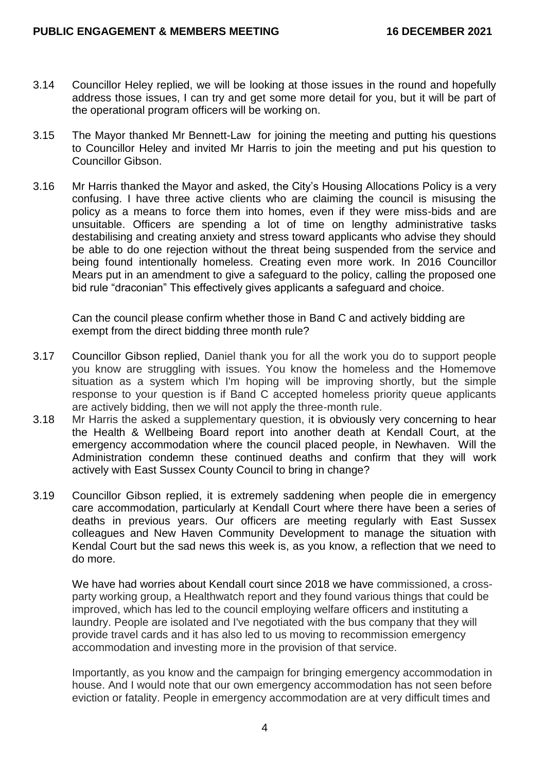3.14 Councillor Heley replied, we will be looking at those issues in the round and hopefully address those issues, I can try and get some more detail for you, but it will be part of the operational program officers will be working on.

3.15 The Mayor thanked Mr Bennett-Law for joining the meeting and putting his questions to Councillor Heley and invited Mr Harris to join the meeting and put his question to Councillor Gibson.

3.16 Mr Harris thanked the Mayor and asked, the City's Housing Allocations Policy is a very confusing. I have three active clients who are claiming the council is misusing the policy as a means to force them into homes, even if they were miss-bids and are unsuitable. Officers are spending a lot of time on lengthy administrative tasks destabilising and creating anxiety and stress toward applicants who advise they should be able to do one rejection without the threat being suspended from the service and being found intentionally homeless. Creating even more work. In 2016 Councillor Mears put in an amendment to give a safeguard to the policy, calling the proposed one bid rule "draconian" This effectively gives applicants a safeguard and choice.

Can the council please confirm whether those in Band C and actively bidding are exempt from the direct bidding three month rule?

3.17 Councillor Gibson replied, Daniel thank you for all the work you do to support people you know are struggling with issues. You know the homeless and the Homemove situation as a system which I'm hoping will be improving shortly, but the simple response to your question is if Band C accepted homeless priority queue applicants are actively bidding, then we will not apply the three-month rule.

3.18 Mr Harris the asked a supplementary question, it is obviously very concerning to hear the Health & Wellbeing Board report into another death at Kendall Court, at the emergency accommodation where the council placed people, in Newhaven. Will the Administration condemn these continued deaths and confirm that they will work actively with East Sussex County Council to bring in change?

3.19 Councillor Gibson replied, it is extremely saddening when people die in emergency care accommodation, particularly at Kendall Court where there have been a series of deaths in previous years. Our officers are meeting regularly with East Sussex colleagues and New Haven Community Development to manage the situation with Kendal Court but the sad news this week is, as you know, a reflection that we need to do more.

We have had worries about Kendall court since 2018 we have commissioned, a cross-party working group, a Healthwatch report and they found various things that could be improved, which has led to the council employing welfare officers and instituting a laundry. People are isolated and I've negotiated with the bus company that they will provide travel cards and it has also led to us moving to recommission emergency accommodation and investing more in the provision of that service.

Importantly, as you know and the campaign for bringing emergency accommodation in house. And I would note that our own emergency accommodation has not seen before eviction or fatality. People in emergency accommodation are at very difficult times and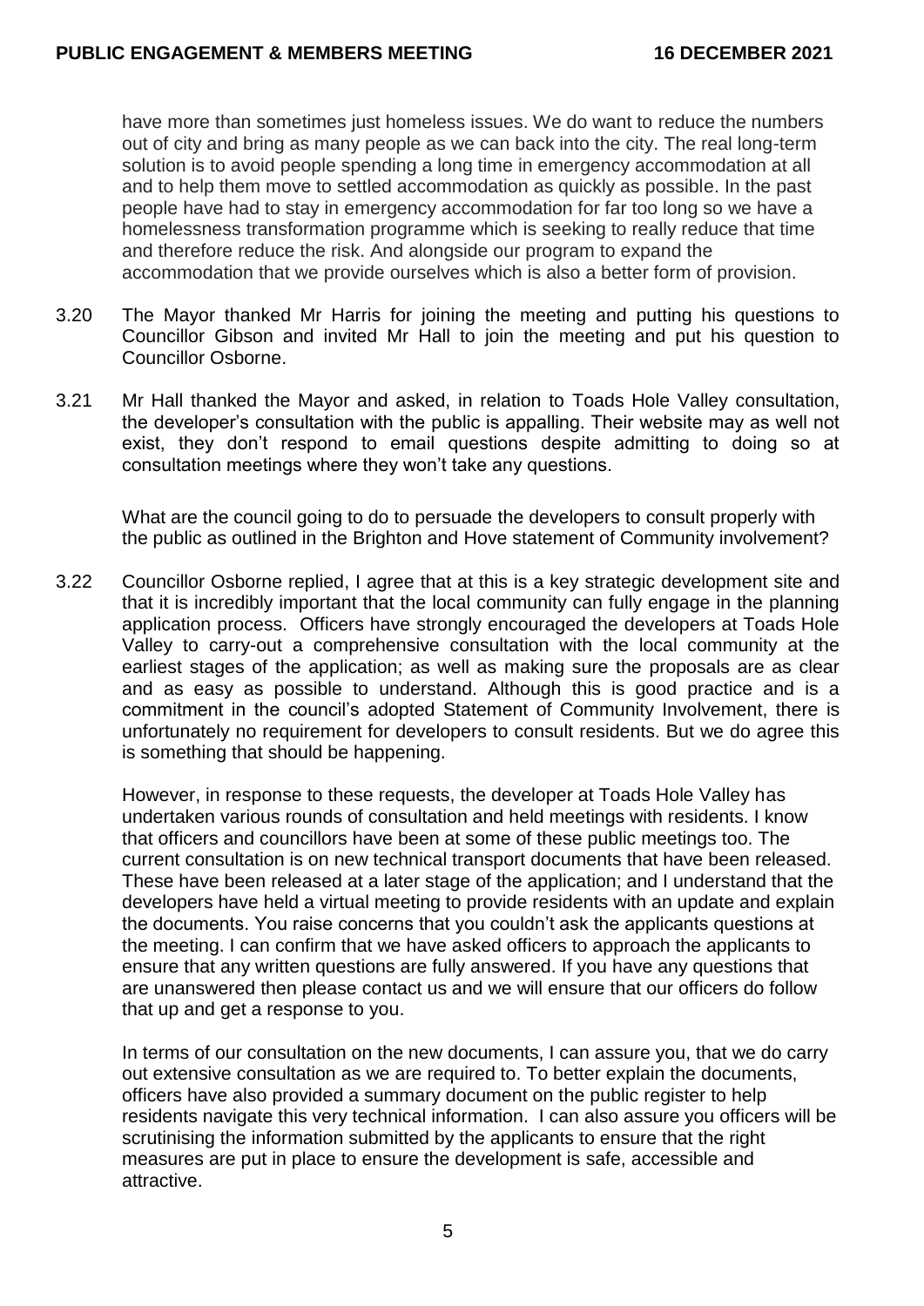have more than sometimes just homeless issues. We do want to reduce the numbers out of city and bring as many people as we can back into the city. The real long-term solution is to avoid people spending a long time in emergency accommodation at all and to help them move to settled accommodation as quickly as possible. In the past people have had to stay in emergency accommodation for far too long so we have a homelessness transformation programme which is seeking to really reduce that time and therefore reduce the risk. And alongside our program to expand the accommodation that we provide ourselves which is also a better form of provision.

3.20 The Mayor thanked Mr Harris for joining the meeting and putting his questions to Councillor Gibson and invited Mr Hall to join the meeting and put his question to Councillor Osborne.

3.21 Mr Hall thanked the Mayor and asked, in relation to Toads Hole Valley consultation, the developer's consultation with the public is appalling. Their website may as well not exist, they don't respond to email questions despite admitting to doing so at consultation meetings where they won't take any questions.

What are the council going to do to persuade the developers to consult properly with the public as outlined in the Brighton and Hove statement of Community involvement?

3.22 Councillor Osborne replied, I agree that at this is a key strategic development site and that it is incredibly important that the local community can fully engage in the planning application process. Officers have strongly encouraged the developers at Toads Hole Valley to carry-out a comprehensive consultation with the local community at the earliest stages of the application; as well as making sure the proposals are as clear and as easy as possible to understand. Although this is good practice and is a commitment in the council's adopted Statement of Community Involvement, there is unfortunately no requirement for developers to consult residents. But we do agree this is something that should be happening.

However, in response to these requests, the developer at Toads Hole Valley has undertaken various rounds of consultation and held meetings with residents. I know that officers and councillors have been at some of these public meetings too. The current consultation is on new technical transport documents that have been released. These have been released at a later stage of the application; and I understand that the developers have held a virtual meeting to provide residents with an update and explain the documents. You raise concerns that you couldn't ask the applicants questions at the meeting. I can confirm that we have asked officers to approach the applicants to ensure that any written questions are fully answered. If you have any questions that are unanswered then please contact us and we will ensure that our officers do follow that up and get a response to you.

In terms of our consultation on the new documents, I can assure you, that we do carry out extensive consultation as we are required to. To better explain the documents, officers have also provided a summary document on the public register to help residents navigate this very technical information. I can also assure you officers will be scrutinising the information submitted by the applicants to ensure that the right measures are put in place to ensure the development is safe, accessible and attractive.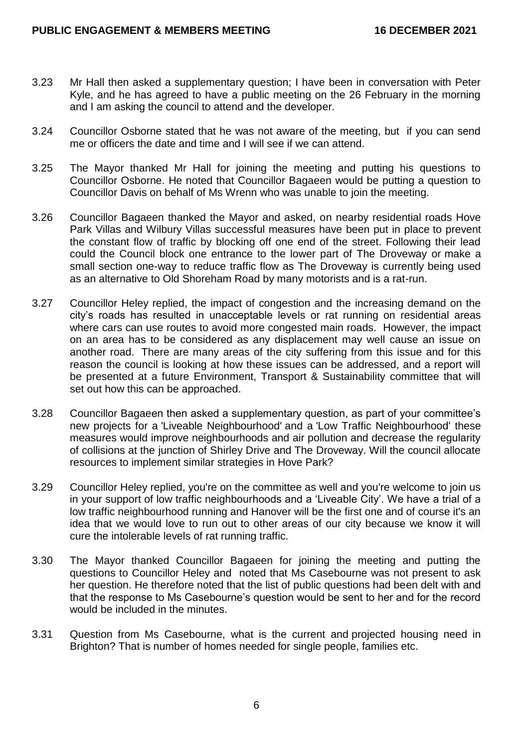3.23 Mr Hall then asked a supplementary question; I have been in conversation with Peter Kyle, and he has agreed to have a public meeting on the 26 February in the morning and I am asking the council to attend and the developer.

3.24 Councillor Osborne stated that he was not aware of the meeting, but if you can send me or officers the date and time and I will see if we can attend.

3.25 The Mayor thanked Mr Hall for joining the meeting and putting his questions to Councillor Osborne. He noted that Councillor Bagaeen would be putting a question to Councillor Davis on behalf of Ms Wrenn who was unable to join the meeting.

3.26 Councillor Bagaeen thanked the Mayor and asked, on nearby residential roads Hove Park Villas and Wilbury Villas successful measures have been put in place to prevent the constant flow of traffic by blocking off one end of the street. Following their lead could the Council block one entrance to the lower part of The Droveway or make a small section one-way to reduce traffic flow as The Droveway is currently being used as an alternative to Old Shoreham Road by many motorists and is a rat-run.

3.27 Councillor Heley replied, the impact of congestion and the increasing demand on the city's roads has resulted in unacceptable levels or rat running on residential areas where cars can use routes to avoid more congested main roads. However, the impact on an area has to be considered as any displacement may well cause an issue on another road. There are many areas of the city suffering from this issue and for this reason the council is looking at how these issues can be addressed, and a report will be presented at a future Environment, Transport & Sustainability committee that will set out how this can be approached.

3.28 Councillor Bagaeen then asked a supplementary question, as part of your committee's new projects for a 'Liveable Neighbourhood' and a 'Low Traffic Neighbourhood' these measures would improve neighbourhoods and air pollution and decrease the regularity of collisions at the junction of Shirley Drive and The Droveway. Will the council allocate resources to implement similar strategies in Hove Park?

3.29 Councillor Heley replied, you're on the committee as well and you're welcome to join us in your support of low traffic neighbourhoods and a 'Liveable City'. We have a trial of a low traffic neighbourhood running and Hanover will be the first one and of course it's an idea that we would love to run out to other areas of our city because we know it will cure the intolerable levels of rat running traffic.

3.30 The Mayor thanked Councillor Bagaeen for joining the meeting and putting the questions to Councillor Heley and noted that Ms Casebourne was not present to ask her question. He therefore noted that the list of public questions had been delt with and that the response to Ms Casebourne's question would be sent to her and for the record would be included in the minutes.

3.31 Question from Ms Casebourne, what is the current and projected housing need in Brighton? That is number of homes needed for single people, families etc.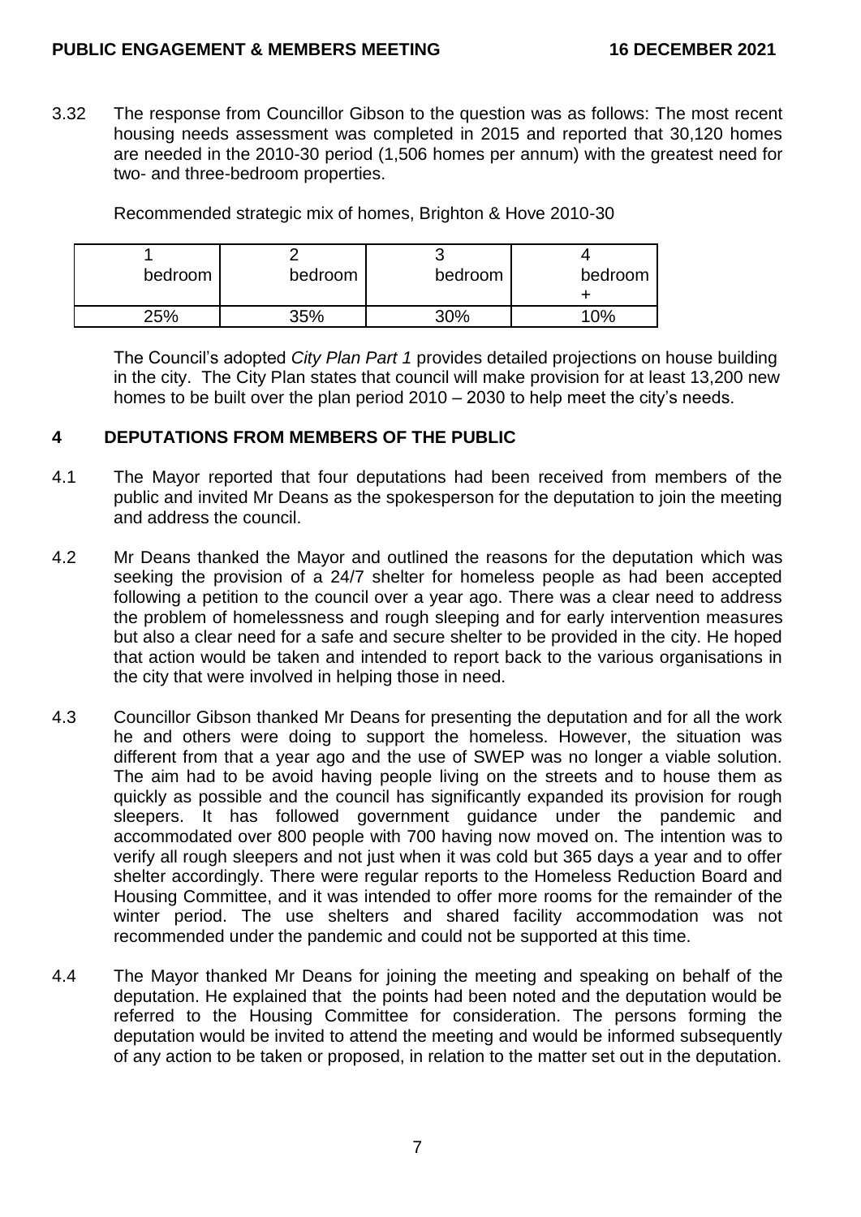3.32 The response from Councillor Gibson to the question was as follows: The most recent housing needs assessment was completed in 2015 and reported that 30,120 homes are needed in the 2010-30 period (1,506 homes per annum) with the greatest need for two- and three-bedroom properties.

Recommended strategic mix of homes, Brighton & Hove 2010-30

| 1 bedroom | 2 bedroom | 3 bedroom | 4 bedroom + |
|---|---|---|---|
| 25% | 35% | 30% | 10% |

The Council's adopted *City Plan Part 1* provides detailed projections on house building in the city. The City Plan states that council will make provision for at least 13,200 new homes to be built over the plan period 2010 – 2030 to help meet the city's needs.

## 4 DEPUTATIONS FROM MEMBERS OF THE PUBLIC

4.1 The Mayor reported that four deputations had been received from members of the public and invited Mr Deans as the spokesperson for the deputation to join the meeting and address the council.

4.2 Mr Deans thanked the Mayor and outlined the reasons for the deputation which was seeking the provision of a 24/7 shelter for homeless people as had been accepted following a petition to the council over a year ago. There was a clear need to address the problem of homelessness and rough sleeping and for early intervention measures but also a clear need for a safe and secure shelter to be provided in the city. He hoped that action would be taken and intended to report back to the various organisations in the city that were involved in helping those in need.

4.3 Councillor Gibson thanked Mr Deans for presenting the deputation and for all the work he and others were doing to support the homeless. However, the situation was different from that a year ago and the use of SWEP was no longer a viable solution. The aim had to be avoid having people living on the streets and to house them as quickly as possible and the council has significantly expanded its provision for rough sleepers. It has followed government guidance under the pandemic and accommodated over 800 people with 700 having now moved on. The intention was to verify all rough sleepers and not just when it was cold but 365 days a year and to offer shelter accordingly. There were regular reports to the Homeless Reduction Board and Housing Committee, and it was intended to offer more rooms for the remainder of the winter period. The use shelters and shared facility accommodation was not recommended under the pandemic and could not be supported at this time.

4.4 The Mayor thanked Mr Deans for joining the meeting and speaking on behalf of the deputation. He explained that the points had been noted and the deputation would be referred to the Housing Committee for consideration. The persons forming the deputation would be invited to attend the meeting and would be informed subsequently of any action to be taken or proposed, in relation to the matter set out in the deputation.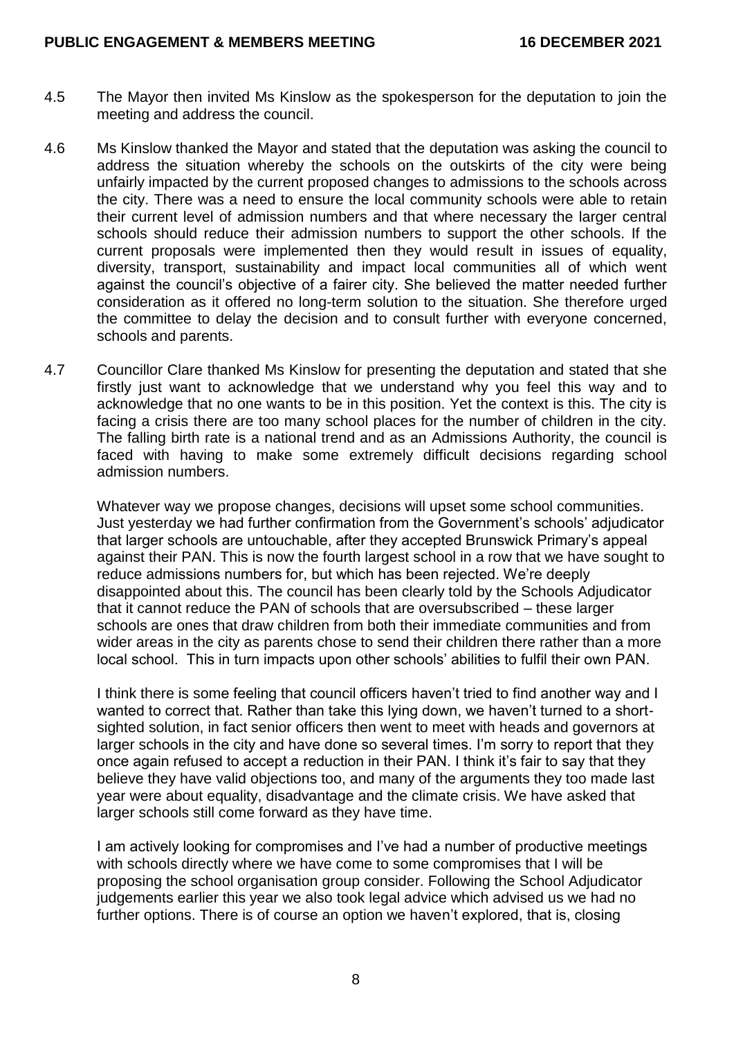4.5 The Mayor then invited Ms Kinslow as the spokesperson for the deputation to join the meeting and address the council.

4.6 Ms Kinslow thanked the Mayor and stated that the deputation was asking the council to address the situation whereby the schools on the outskirts of the city were being unfairly impacted by the current proposed changes to admissions to the schools across the city. There was a need to ensure the local community schools were able to retain their current level of admission numbers and that where necessary the larger central schools should reduce their admission numbers to support the other schools. If the current proposals were implemented then they would result in issues of equality, diversity, transport, sustainability and impact local communities all of which went against the council's objective of a fairer city. She believed the matter needed further consideration as it offered no long-term solution to the situation. She therefore urged the committee to delay the decision and to consult further with everyone concerned, schools and parents.

4.7 Councillor Clare thanked Ms Kinslow for presenting the deputation and stated that she firstly just want to acknowledge that we understand why you feel this way and to acknowledge that no one wants to be in this position. Yet the context is this. The city is facing a crisis there are too many school places for the number of children in the city. The falling birth rate is a national trend and as an Admissions Authority, the council is faced with having to make some extremely difficult decisions regarding school admission numbers.

Whatever way we propose changes, decisions will upset some school communities. Just yesterday we had further confirmation from the Government's schools' adjudicator that larger schools are untouchable, after they accepted Brunswick Primary's appeal against their PAN. This is now the fourth largest school in a row that we have sought to reduce admissions numbers for, but which has been rejected. We're deeply disappointed about this. The council has been clearly told by the Schools Adjudicator that it cannot reduce the PAN of schools that are oversubscribed – these larger schools are ones that draw children from both their immediate communities and from wider areas in the city as parents chose to send their children there rather than a more local school. This in turn impacts upon other schools' abilities to fulfil their own PAN.

I think there is some feeling that council officers haven't tried to find another way and I wanted to correct that. Rather than take this lying down, we haven't turned to a short-sighted solution, in fact senior officers then went to meet with heads and governors at larger schools in the city and have done so several times. I'm sorry to report that they once again refused to accept a reduction in their PAN. I think it's fair to say that they believe they have valid objections too, and many of the arguments they too made last year were about equality, disadvantage and the climate crisis. We have asked that larger schools still come forward as they have time.

I am actively looking for compromises and I've had a number of productive meetings with schools directly where we have come to some compromises that I will be proposing the school organisation group consider. Following the School Adjudicator judgements earlier this year we also took legal advice which advised us we had no further options. There is of course an option we haven't explored, that is, closing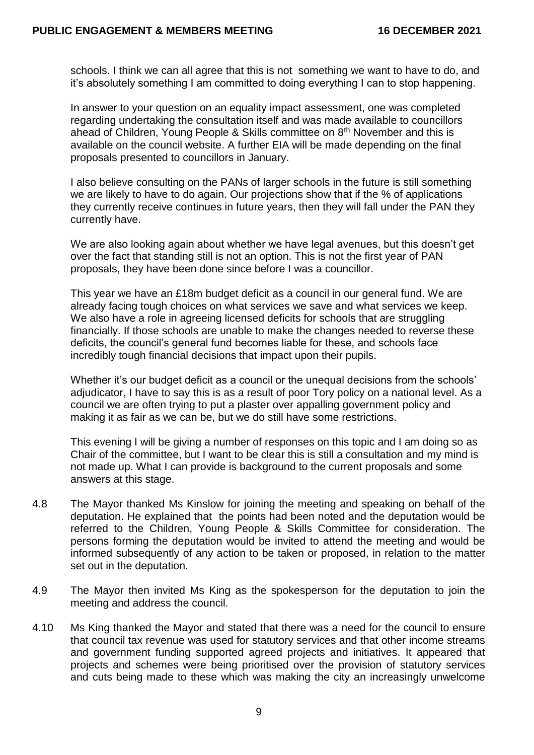schools. I think we can all agree that this is not something we want to have to do, and it's absolutely something I am committed to doing everything I can to stop happening.

In answer to your question on an equality impact assessment, one was completed regarding undertaking the consultation itself and was made available to councillors ahead of Children, Young People & Skills committee on 8th November and this is available on the council website. A further EIA will be made depending on the final proposals presented to councillors in January.

I also believe consulting on the PANs of larger schools in the future is still something we are likely to have to do again. Our projections show that if the % of applications they currently receive continues in future years, then they will fall under the PAN they currently have.

We are also looking again about whether we have legal avenues, but this doesn't get over the fact that standing still is not an option. This is not the first year of PAN proposals, they have been done since before I was a councillor.

This year we have an £18m budget deficit as a council in our general fund. We are already facing tough choices on what services we save and what services we keep. We also have a role in agreeing licensed deficits for schools that are struggling financially. If those schools are unable to make the changes needed to reverse these deficits, the council's general fund becomes liable for these, and schools face incredibly tough financial decisions that impact upon their pupils.

Whether it's our budget deficit as a council or the unequal decisions from the schools' adjudicator, I have to say this is as a result of poor Tory policy on a national level. As a council we are often trying to put a plaster over appalling government policy and making it as fair as we can be, but we do still have some restrictions.

This evening I will be giving a number of responses on this topic and I am doing so as Chair of the committee, but I want to be clear this is still a consultation and my mind is not made up. What I can provide is background to the current proposals and some answers at this stage.

4.8 The Mayor thanked Ms Kinslow for joining the meeting and speaking on behalf of the deputation. He explained that the points had been noted and the deputation would be referred to the Children, Young People & Skills Committee for consideration. The persons forming the deputation would be invited to attend the meeting and would be informed subsequently of any action to be taken or proposed, in relation to the matter set out in the deputation.

4.9 The Mayor then invited Ms King as the spokesperson for the deputation to join the meeting and address the council.

4.10 Ms King thanked the Mayor and stated that there was a need for the council to ensure that council tax revenue was used for statutory services and that other income streams and government funding supported agreed projects and initiatives. It appeared that projects and schemes were being prioritised over the provision of statutory services and cuts being made to these which was making the city an increasingly unwelcome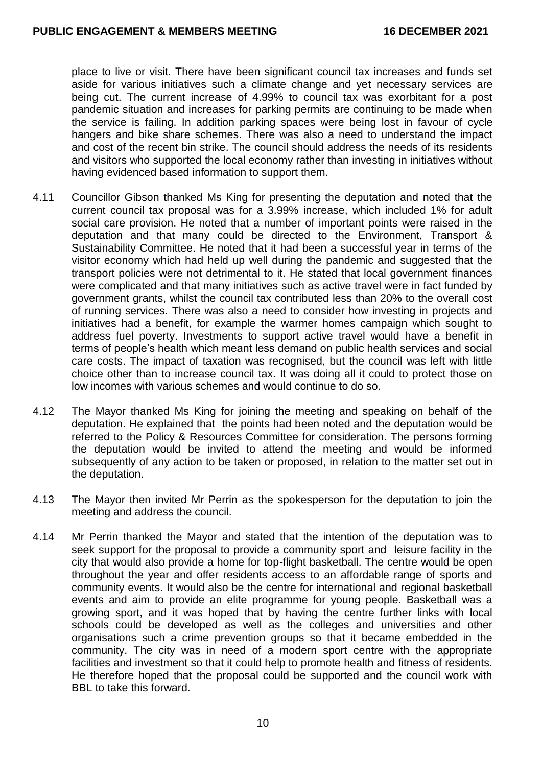place to live or visit. There have been significant council tax increases and funds set aside for various initiatives such a climate change and yet necessary services are being cut. The current increase of 4.99% to council tax was exorbitant for a post pandemic situation and increases for parking permits are continuing to be made when the service is failing. In addition parking spaces were being lost in favour of cycle hangers and bike share schemes. There was also a need to understand the impact and cost of the recent bin strike. The council should address the needs of its residents and visitors who supported the local economy rather than investing in initiatives without having evidenced based information to support them.

4.11 Councillor Gibson thanked Ms King for presenting the deputation and noted that the current council tax proposal was for a 3.99% increase, which included 1% for adult social care provision. He noted that a number of important points were raised in the deputation and that many could be directed to the Environment, Transport & Sustainability Committee. He noted that it had been a successful year in terms of the visitor economy which had held up well during the pandemic and suggested that the transport policies were not detrimental to it. He stated that local government finances were complicated and that many initiatives such as active travel were in fact funded by government grants, whilst the council tax contributed less than 20% to the overall cost of running services. There was also a need to consider how investing in projects and initiatives had a benefit, for example the warmer homes campaign which sought to address fuel poverty. Investments to support active travel would have a benefit in terms of people's health which meant less demand on public health services and social care costs. The impact of taxation was recognised, but the council was left with little choice other than to increase council tax. It was doing all it could to protect those on low incomes with various schemes and would continue to do so.

4.12 The Mayor thanked Ms King for joining the meeting and speaking on behalf of the deputation. He explained that the points had been noted and the deputation would be referred to the Policy & Resources Committee for consideration. The persons forming the deputation would be invited to attend the meeting and would be informed subsequently of any action to be taken or proposed, in relation to the matter set out in the deputation.

4.13 The Mayor then invited Mr Perrin as the spokesperson for the deputation to join the meeting and address the council.

4.14 Mr Perrin thanked the Mayor and stated that the intention of the deputation was to seek support for the proposal to provide a community sport and leisure facility in the city that would also provide a home for top-flight basketball. The centre would be open throughout the year and offer residents access to an affordable range of sports and community events. It would also be the centre for international and regional basketball events and aim to provide an elite programme for young people. Basketball was a growing sport, and it was hoped that by having the centre further links with local schools could be developed as well as the colleges and universities and other organisations such a crime prevention groups so that it became embedded in the community. The city was in need of a modern sport centre with the appropriate facilities and investment so that it could help to promote health and fitness of residents. He therefore hoped that the proposal could be supported and the council work with BBL to take this forward.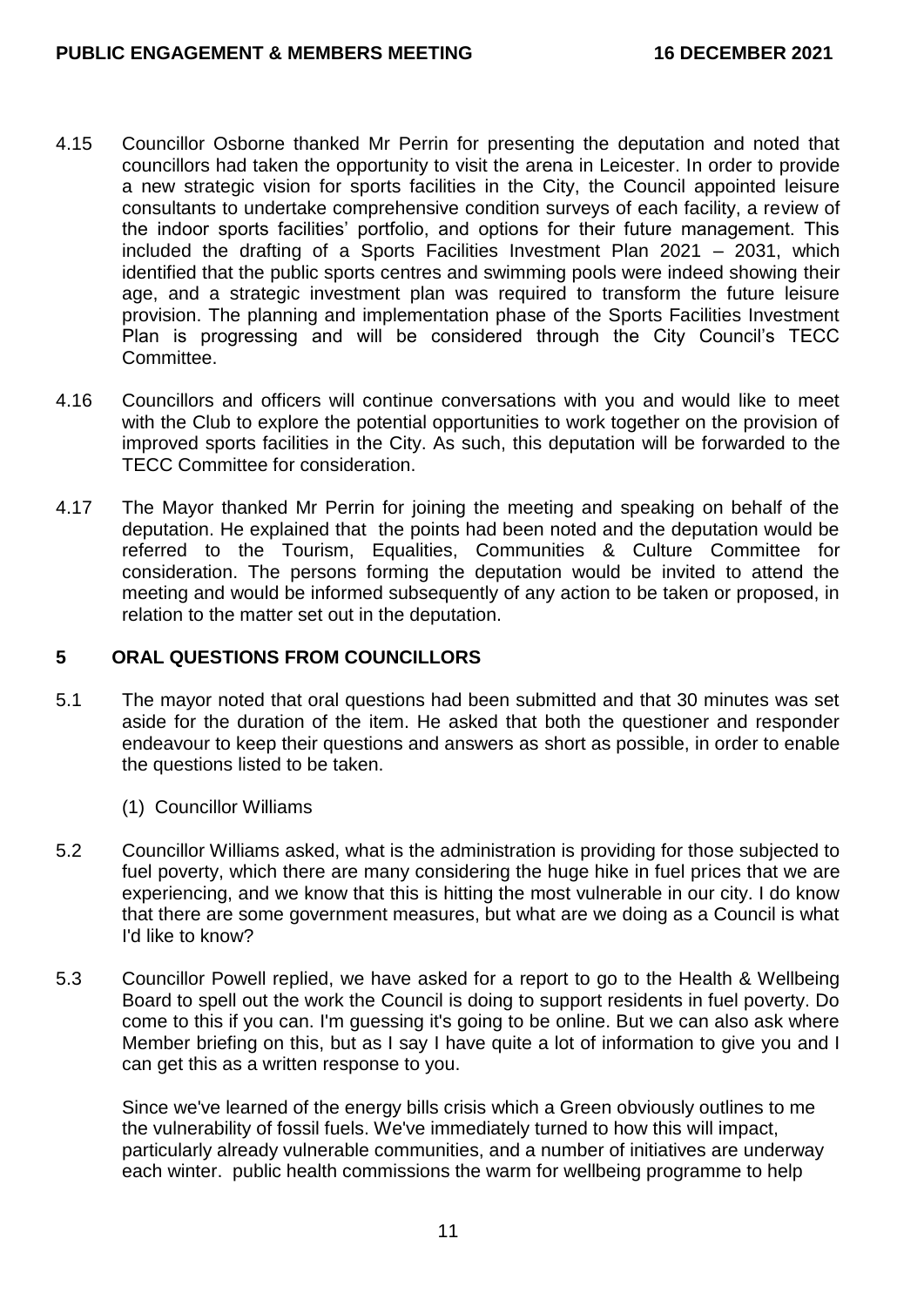4.15 Councillor Osborne thanked Mr Perrin for presenting the deputation and noted that councillors had taken the opportunity to visit the arena in Leicester. In order to provide a new strategic vision for sports facilities in the City, the Council appointed leisure consultants to undertake comprehensive condition surveys of each facility, a review of the indoor sports facilities' portfolio, and options for their future management. This included the drafting of a Sports Facilities Investment Plan 2021 – 2031, which identified that the public sports centres and swimming pools were indeed showing their age, and a strategic investment plan was required to transform the future leisure provision. The planning and implementation phase of the Sports Facilities Investment Plan is progressing and will be considered through the City Council's TECC Committee.

4.16 Councillors and officers will continue conversations with you and would like to meet with the Club to explore the potential opportunities to work together on the provision of improved sports facilities in the City. As such, this deputation will be forwarded to the TECC Committee for consideration.

4.17 The Mayor thanked Mr Perrin for joining the meeting and speaking on behalf of the deputation. He explained that the points had been noted and the deputation would be referred to the Tourism, Equalities, Communities & Culture Committee for consideration. The persons forming the deputation would be invited to attend the meeting and would be informed subsequently of any action to be taken or proposed, in relation to the matter set out in the deputation.

## 5 ORAL QUESTIONS FROM COUNCILLORS

5.1 The mayor noted that oral questions had been submitted and that 30 minutes was set aside for the duration of the item. He asked that both the questioner and responder endeavour to keep their questions and answers as short as possible, in order to enable the questions listed to be taken.

(1) Councillor Williams

5.2 Councillor Williams asked, what is the administration is providing for those subjected to fuel poverty, which there are many considering the huge hike in fuel prices that we are experiencing, and we know that this is hitting the most vulnerable in our city. I do know that there are some government measures, but what are we doing as a Council is what I'd like to know?

5.3 Councillor Powell replied, we have asked for a report to go to the Health & Wellbeing Board to spell out the work the Council is doing to support residents in fuel poverty. Do come to this if you can. I'm guessing it's going to be online. But we can also ask where Member briefing on this, but as I say I have quite a lot of information to give you and I can get this as a written response to you.

Since we've learned of the energy bills crisis which a Green obviously outlines to me the vulnerability of fossil fuels. We've immediately turned to how this will impact, particularly already vulnerable communities, and a number of initiatives are underway each winter. public health commissions the warm for wellbeing programme to help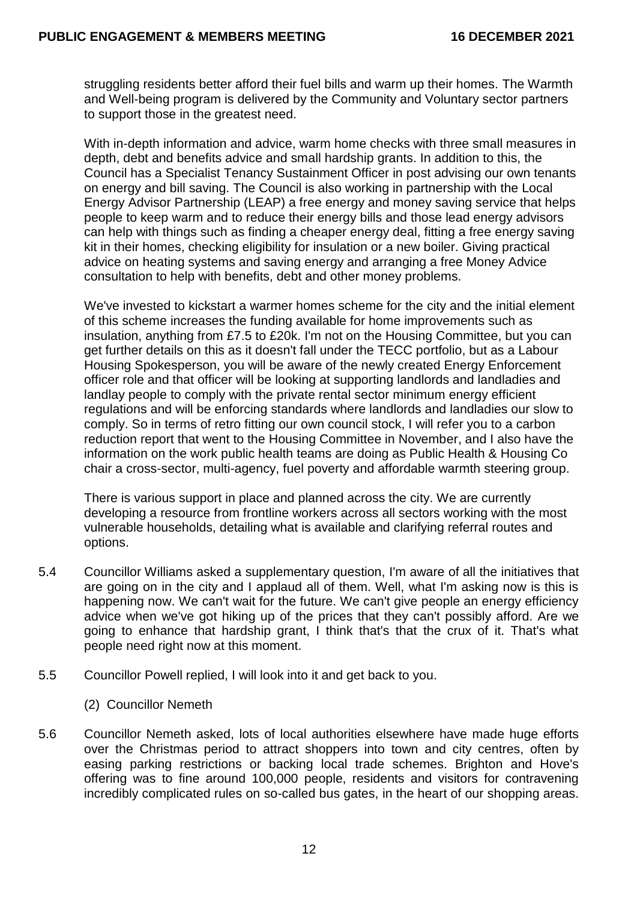struggling residents better afford their fuel bills and warm up their homes. The Warmth and Well-being program is delivered by the Community and Voluntary sector partners to support those in the greatest need.

With in-depth information and advice, warm home checks with three small measures in depth, debt and benefits advice and small hardship grants. In addition to this, the Council has a Specialist Tenancy Sustainment Officer in post advising our own tenants on energy and bill saving. The Council is also working in partnership with the Local Energy Advisor Partnership (LEAP) a free energy and money saving service that helps people to keep warm and to reduce their energy bills and those lead energy advisors can help with things such as finding a cheaper energy deal, fitting a free energy saving kit in their homes, checking eligibility for insulation or a new boiler. Giving practical advice on heating systems and saving energy and arranging a free Money Advice consultation to help with benefits, debt and other money problems.

We've invested to kickstart a warmer homes scheme for the city and the initial element of this scheme increases the funding available for home improvements such as insulation, anything from £7.5 to £20k. I'm not on the Housing Committee, but you can get further details on this as it doesn't fall under the TECC portfolio, but as a Labour Housing Spokesperson, you will be aware of the newly created Energy Enforcement officer role and that officer will be looking at supporting landlords and landladies and landlay people to comply with the private rental sector minimum energy efficient regulations and will be enforcing standards where landlords and landladies our slow to comply. So in terms of retro fitting our own council stock, I will refer you to a carbon reduction report that went to the Housing Committee in November, and I also have the information on the work public health teams are doing as Public Health & Housing Co chair a cross-sector, multi-agency, fuel poverty and affordable warmth steering group.

There is various support in place and planned across the city. We are currently developing a resource from frontline workers across all sectors working with the most vulnerable households, detailing what is available and clarifying referral routes and options.

5.4 Councillor Williams asked a supplementary question, I'm aware of all the initiatives that are going on in the city and I applaud all of them. Well, what I'm asking now is this is happening now. We can't wait for the future. We can't give people an energy efficiency advice when we've got hiking up of the prices that they can't possibly afford. Are we going to enhance that hardship grant, I think that's that the crux of it. That's what people need right now at this moment.

5.5 Councillor Powell replied, I will look into it and get back to you.

(2) Councillor Nemeth

5.6 Councillor Nemeth asked, lots of local authorities elsewhere have made huge efforts over the Christmas period to attract shoppers into town and city centres, often by easing parking restrictions or backing local trade schemes. Brighton and Hove's offering was to fine around 100,000 people, residents and visitors for contravening incredibly complicated rules on so-called bus gates, in the heart of our shopping areas.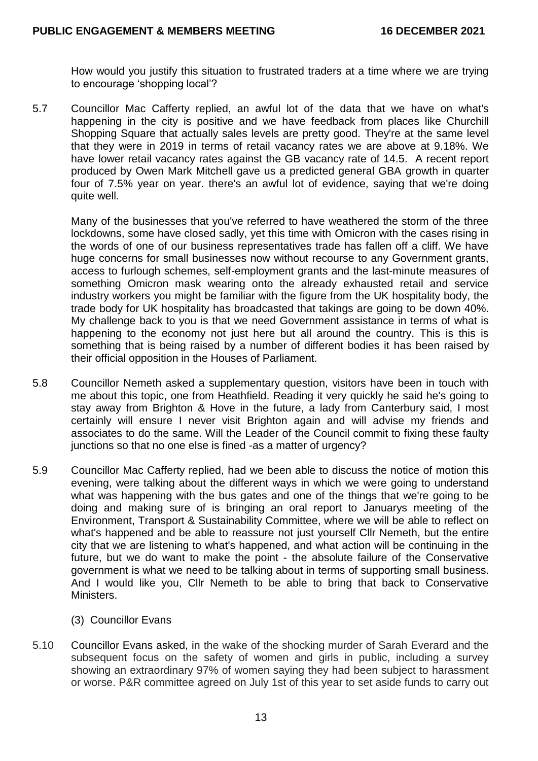How would you justify this situation to frustrated traders at a time where we are trying to encourage 'shopping local'?

5.7 Councillor Mac Cafferty replied, an awful lot of the data that we have on what's happening in the city is positive and we have feedback from places like Churchill Shopping Square that actually sales levels are pretty good. They're at the same level that they were in 2019 in terms of retail vacancy rates we are above at 9.18%. We have lower retail vacancy rates against the GB vacancy rate of 14.5. A recent report produced by Owen Mark Mitchell gave us a predicted general GBA growth in quarter four of 7.5% year on year. there's an awful lot of evidence, saying that we're doing quite well.

Many of the businesses that you've referred to have weathered the storm of the three lockdowns, some have closed sadly, yet this time with Omicron with the cases rising in the words of one of our business representatives trade has fallen off a cliff. We have huge concerns for small businesses now without recourse to any Government grants, access to furlough schemes, self-employment grants and the last-minute measures of something Omicron mask wearing onto the already exhausted retail and service industry workers you might be familiar with the figure from the UK hospitality body, the trade body for UK hospitality has broadcasted that takings are going to be down 40%. My challenge back to you is that we need Government assistance in terms of what is happening to the economy not just here but all around the country. This is this is something that is being raised by a number of different bodies it has been raised by their official opposition in the Houses of Parliament.

5.8 Councillor Nemeth asked a supplementary question, visitors have been in touch with me about this topic, one from Heathfield. Reading it very quickly he said he's going to stay away from Brighton & Hove in the future, a lady from Canterbury said, I most certainly will ensure I never visit Brighton again and will advise my friends and associates to do the same. Will the Leader of the Council commit to fixing these faulty junctions so that no one else is fined -as a matter of urgency?

5.9 Councillor Mac Cafferty replied, had we been able to discuss the notice of motion this evening, were talking about the different ways in which we were going to understand what was happening with the bus gates and one of the things that we're going to be doing and making sure of is bringing an oral report to Januarys meeting of the Environment, Transport & Sustainability Committee, where we will be able to reflect on what's happened and be able to reassure not just yourself Cllr Nemeth, but the entire city that we are listening to what's happened, and what action will be continuing in the future, but we do want to make the point - the absolute failure of the Conservative government is what we need to be talking about in terms of supporting small business. And I would like you, Cllr Nemeth to be able to bring that back to Conservative Ministers.

(3) Councillor Evans

5.10 Councillor Evans asked, in the wake of the shocking murder of Sarah Everard and the subsequent focus on the safety of women and girls in public, including a survey showing an extraordinary 97% of women saying they had been subject to harassment or worse. P&R committee agreed on July 1st of this year to set aside funds to carry out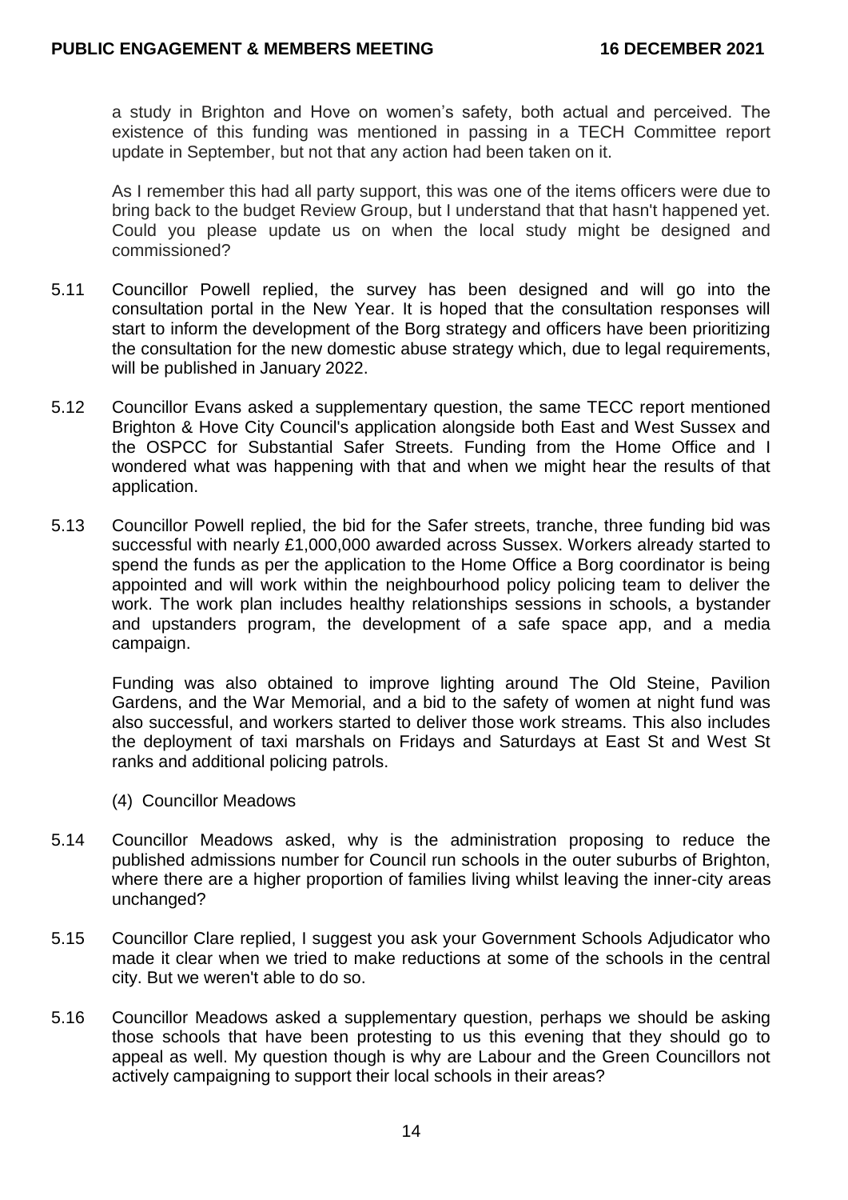a study in Brighton and Hove on women's safety, both actual and perceived. The existence of this funding was mentioned in passing in a TECH Committee report update in September, but not that any action had been taken on it.

As I remember this had all party support, this was one of the items officers were due to bring back to the budget Review Group, but I understand that that hasn't happened yet. Could you please update us on when the local study might be designed and commissioned?

5.11 Councillor Powell replied, the survey has been designed and will go into the consultation portal in the New Year. It is hoped that the consultation responses will start to inform the development of the Borg strategy and officers have been prioritizing the consultation for the new domestic abuse strategy which, due to legal requirements, will be published in January 2022.

5.12 Councillor Evans asked a supplementary question, the same TECC report mentioned Brighton & Hove City Council's application alongside both East and West Sussex and the OSPCC for Substantial Safer Streets. Funding from the Home Office and I wondered what was happening with that and when we might hear the results of that application.

5.13 Councillor Powell replied, the bid for the Safer streets, tranche, three funding bid was successful with nearly £1,000,000 awarded across Sussex. Workers already started to spend the funds as per the application to the Home Office a Borg coordinator is being appointed and will work within the neighbourhood policy policing team to deliver the work. The work plan includes healthy relationships sessions in schools, a bystander and upstanders program, the development of a safe space app, and a media campaign.

Funding was also obtained to improve lighting around The Old Steine, Pavilion Gardens, and the War Memorial, and a bid to the safety of women at night fund was also successful, and workers started to deliver those work streams. This also includes the deployment of taxi marshals on Fridays and Saturdays at East St and West St ranks and additional policing patrols.

(4) Councillor Meadows

5.14 Councillor Meadows asked, why is the administration proposing to reduce the published admissions number for Council run schools in the outer suburbs of Brighton, where there are a higher proportion of families living whilst leaving the inner-city areas unchanged?

5.15 Councillor Clare replied, I suggest you ask your Government Schools Adjudicator who made it clear when we tried to make reductions at some of the schools in the central city. But we weren't able to do so.

5.16 Councillor Meadows asked a supplementary question, perhaps we should be asking those schools that have been protesting to us this evening that they should go to appeal as well. My question though is why are Labour and the Green Councillors not actively campaigning to support their local schools in their areas?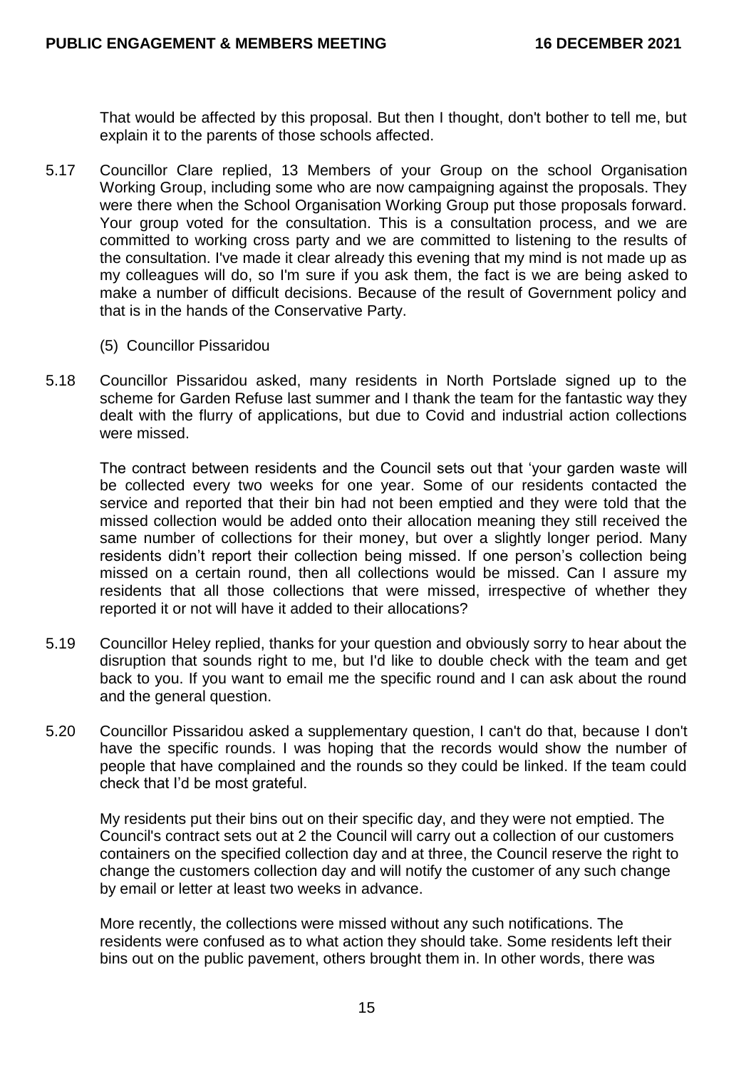That would be affected by this proposal. But then I thought, don't bother to tell me, but explain it to the parents of those schools affected.

5.17 Councillor Clare replied, 13 Members of your Group on the school Organisation Working Group, including some who are now campaigning against the proposals. They were there when the School Organisation Working Group put those proposals forward. Your group voted for the consultation. This is a consultation process, and we are committed to working cross party and we are committed to listening to the results of the consultation. I've made it clear already this evening that my mind is not made up as my colleagues will do, so I'm sure if you ask them, the fact is we are being asked to make a number of difficult decisions. Because of the result of Government policy and that is in the hands of the Conservative Party.

(5) Councillor Pissaridou

5.18 Councillor Pissaridou asked, many residents in North Portslade signed up to the scheme for Garden Refuse last summer and I thank the team for the fantastic way they dealt with the flurry of applications, but due to Covid and industrial action collections were missed.

The contract between residents and the Council sets out that 'your garden waste will be collected every two weeks for one year. Some of our residents contacted the service and reported that their bin had not been emptied and they were told that the missed collection would be added onto their allocation meaning they still received the same number of collections for their money, but over a slightly longer period. Many residents didn't report their collection being missed. If one person's collection being missed on a certain round, then all collections would be missed. Can I assure my residents that all those collections that were missed, irrespective of whether they reported it or not will have it added to their allocations?

5.19 Councillor Heley replied, thanks for your question and obviously sorry to hear about the disruption that sounds right to me, but I'd like to double check with the team and get back to you. If you want to email me the specific round and I can ask about the round and the general question.

5.20 Councillor Pissaridou asked a supplementary question, I can't do that, because I don't have the specific rounds. I was hoping that the records would show the number of people that have complained and the rounds so they could be linked. If the team could check that I'd be most grateful.

My residents put their bins out on their specific day, and they were not emptied. The Council's contract sets out at 2 the Council will carry out a collection of our customers containers on the specified collection day and at three, the Council reserve the right to change the customers collection day and will notify the customer of any such change by email or letter at least two weeks in advance.

More recently, the collections were missed without any such notifications. The residents were confused as to what action they should take. Some residents left their bins out on the public pavement, others brought them in. In other words, there was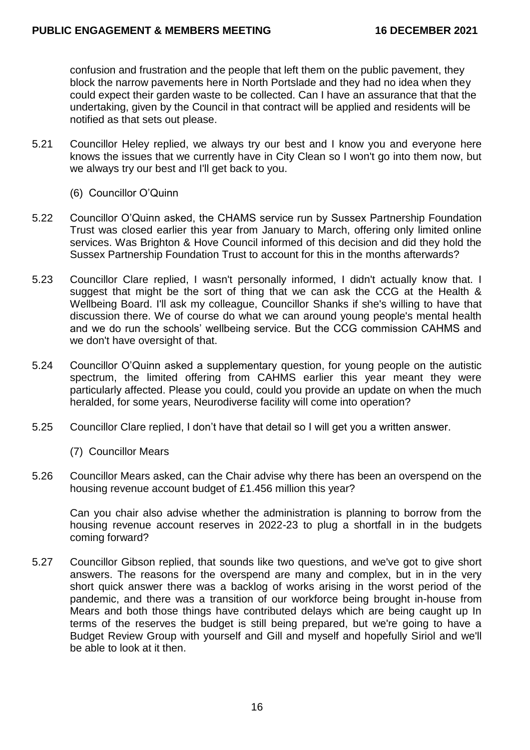confusion and frustration and the people that left them on the public pavement, they block the narrow pavements here in North Portslade and they had no idea when they could expect their garden waste to be collected. Can I have an assurance that that the undertaking, given by the Council in that contract will be applied and residents will be notified as that sets out please.

5.21 Councillor Heley replied, we always try our best and I know you and everyone here knows the issues that we currently have in City Clean so I won't go into them now, but we always try our best and I'll get back to you.

(6) Councillor O'Quinn

5.22 Councillor O'Quinn asked, the CHAMS service run by Sussex Partnership Foundation Trust was closed earlier this year from January to March, offering only limited online services. Was Brighton & Hove Council informed of this decision and did they hold the Sussex Partnership Foundation Trust to account for this in the months afterwards?

5.23 Councillor Clare replied, I wasn't personally informed, I didn't actually know that. I suggest that might be the sort of thing that we can ask the CCG at the Health & Wellbeing Board. I'll ask my colleague, Councillor Shanks if she's willing to have that discussion there. We of course do what we can around young people's mental health and we do run the schools' wellbeing service. But the CCG commission CAHMS and we don't have oversight of that.

5.24 Councillor O'Quinn asked a supplementary question, for young people on the autistic spectrum, the limited offering from CAHMS earlier this year meant they were particularly affected. Please you could, could you provide an update on when the much heralded, for some years, Neurodiverse facility will come into operation?

5.25 Councillor Clare replied, I don't have that detail so I will get you a written answer.

(7) Councillor Mears

5.26 Councillor Mears asked, can the Chair advise why there has been an overspend on the housing revenue account budget of £1.456 million this year?

Can you chair also advise whether the administration is planning to borrow from the housing revenue account reserves in 2022-23 to plug a shortfall in in the budgets coming forward?

5.27 Councillor Gibson replied, that sounds like two questions, and we've got to give short answers. The reasons for the overspend are many and complex, but in in the very short quick answer there was a backlog of works arising in the worst period of the pandemic, and there was a transition of our workforce being brought in-house from Mears and both those things have contributed delays which are being caught up In terms of the reserves the budget is still being prepared, but we're going to have a Budget Review Group with yourself and Gill and myself and hopefully Siriol and we'll be able to look at it then.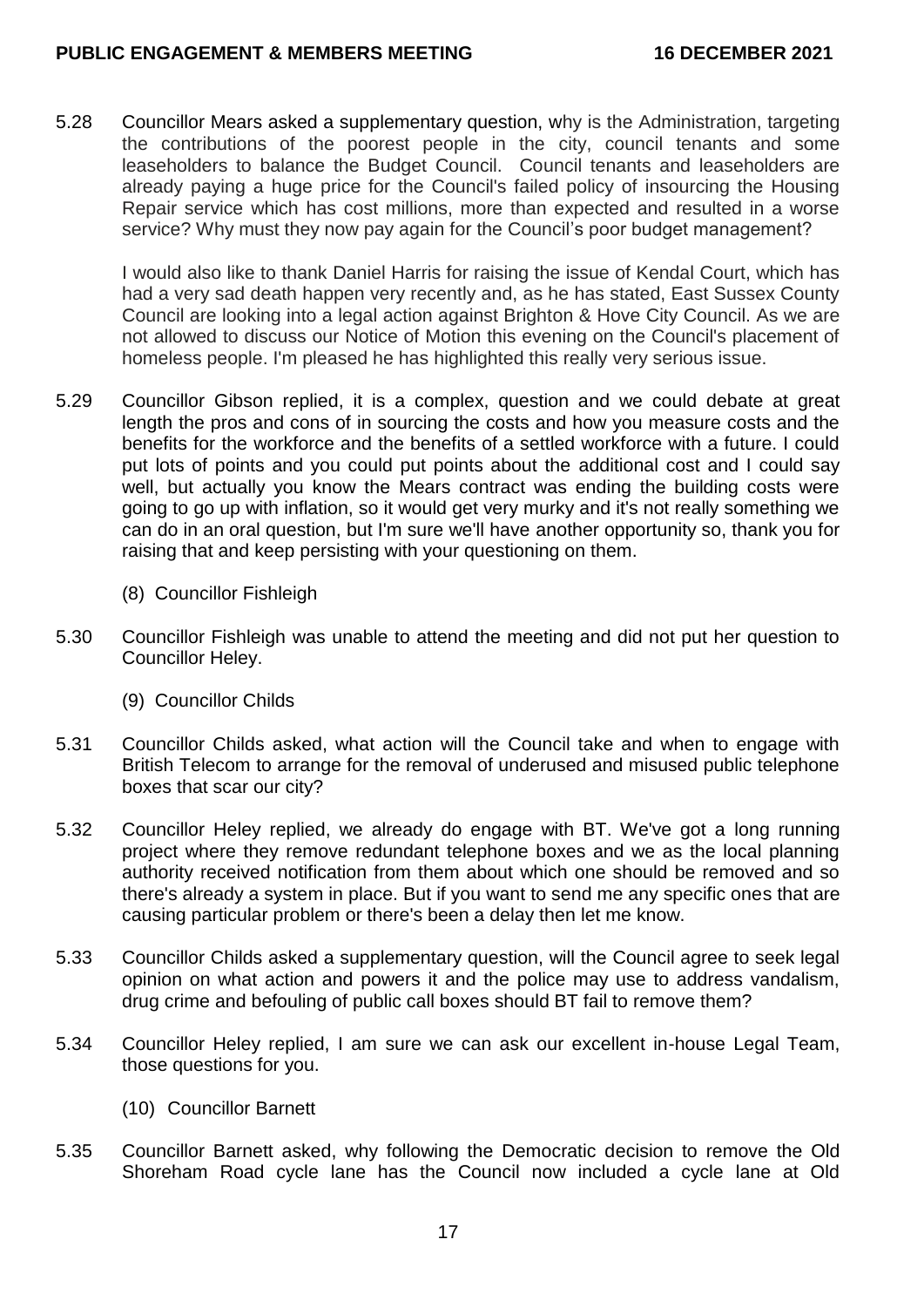5.28 Councillor Mears asked a supplementary question, why is the Administration, targeting the contributions of the poorest people in the city, council tenants and some leaseholders to balance the Budget Council. Council tenants and leaseholders are already paying a huge price for the Council's failed policy of insourcing the Housing Repair service which has cost millions, more than expected and resulted in a worse service? Why must they now pay again for the Council's poor budget management?

I would also like to thank Daniel Harris for raising the issue of Kendal Court, which has had a very sad death happen very recently and, as he has stated, East Sussex County Council are looking into a legal action against Brighton & Hove City Council. As we are not allowed to discuss our Notice of Motion this evening on the Council's placement of homeless people. I'm pleased he has highlighted this really very serious issue.

5.29 Councillor Gibson replied, it is a complex, question and we could debate at great length the pros and cons of in sourcing the costs and how you measure costs and the benefits for the workforce and the benefits of a settled workforce with a future. I could put lots of points and you could put points about the additional cost and I could say well, but actually you know the Mears contract was ending the building costs were going to go up with inflation, so it would get very murky and it's not really something we can do in an oral question, but I'm sure we'll have another opportunity so, thank you for raising that and keep persisting with your questioning on them.

(8) Councillor Fishleigh

5.30 Councillor Fishleigh was unable to attend the meeting and did not put her question to Councillor Heley.

(9) Councillor Childs

5.31 Councillor Childs asked, what action will the Council take and when to engage with British Telecom to arrange for the removal of underused and misused public telephone boxes that scar our city?

5.32 Councillor Heley replied, we already do engage with BT. We've got a long running project where they remove redundant telephone boxes and we as the local planning authority received notification from them about which one should be removed and so there's already a system in place. But if you want to send me any specific ones that are causing particular problem or there's been a delay then let me know.

5.33 Councillor Childs asked a supplementary question, will the Council agree to seek legal opinion on what action and powers it and the police may use to address vandalism, drug crime and befouling of public call boxes should BT fail to remove them?

5.34 Councillor Heley replied, I am sure we can ask our excellent in-house Legal Team, those questions for you.

(10) Councillor Barnett

5.35 Councillor Barnett asked, why following the Democratic decision to remove the Old Shoreham Road cycle lane has the Council now included a cycle lane at Old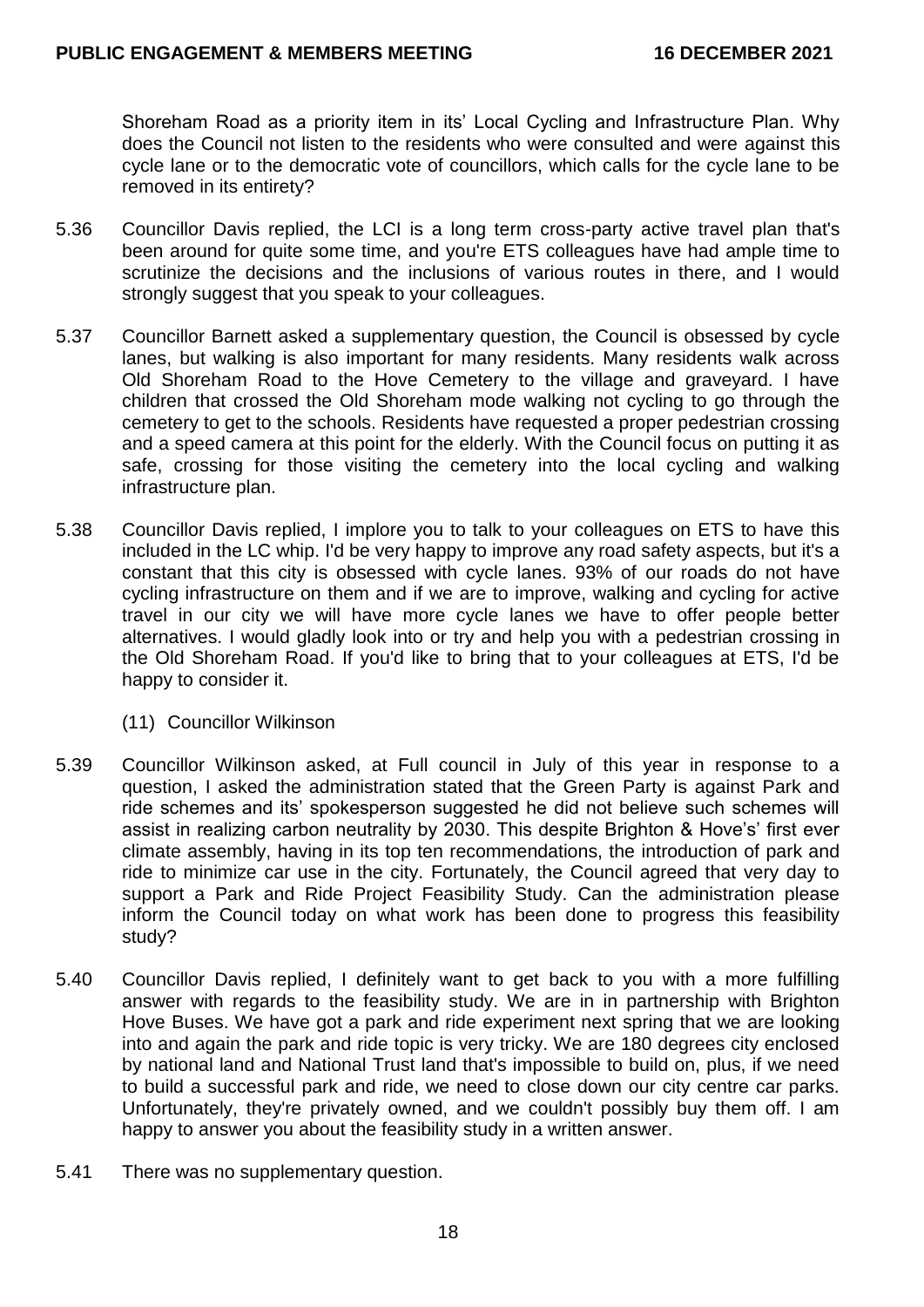Shoreham Road as a priority item in its' Local Cycling and Infrastructure Plan. Why does the Council not listen to the residents who were consulted and were against this cycle lane or to the democratic vote of councillors, which calls for the cycle lane to be removed in its entirety?

5.36 Councillor Davis replied, the LCI is a long term cross-party active travel plan that's been around for quite some time, and you're ETS colleagues have had ample time to scrutinize the decisions and the inclusions of various routes in there, and I would strongly suggest that you speak to your colleagues.

5.37 Councillor Barnett asked a supplementary question, the Council is obsessed by cycle lanes, but walking is also important for many residents. Many residents walk across Old Shoreham Road to the Hove Cemetery to the village and graveyard. I have children that crossed the Old Shoreham mode walking not cycling to go through the cemetery to get to the schools. Residents have requested a proper pedestrian crossing and a speed camera at this point for the elderly. With the Council focus on putting it as safe, crossing for those visiting the cemetery into the local cycling and walking infrastructure plan.

5.38 Councillor Davis replied, I implore you to talk to your colleagues on ETS to have this included in the LC whip. I'd be very happy to improve any road safety aspects, but it's a constant that this city is obsessed with cycle lanes. 93% of our roads do not have cycling infrastructure on them and if we are to improve, walking and cycling for active travel in our city we will have more cycle lanes we have to offer people better alternatives. I would gladly look into or try and help you with a pedestrian crossing in the Old Shoreham Road. If you'd like to bring that to your colleagues at ETS, I'd be happy to consider it.

(11) Councillor Wilkinson

5.39 Councillor Wilkinson asked, at Full council in July of this year in response to a question, I asked the administration stated that the Green Party is against Park and ride schemes and its' spokesperson suggested he did not believe such schemes will assist in realizing carbon neutrality by 2030. This despite Brighton & Hove's' first ever climate assembly, having in its top ten recommendations, the introduction of park and ride to minimize car use in the city. Fortunately, the Council agreed that very day to support a Park and Ride Project Feasibility Study. Can the administration please inform the Council today on what work has been done to progress this feasibility study?

5.40 Councillor Davis replied, I definitely want to get back to you with a more fulfilling answer with regards to the feasibility study. We are in in partnership with Brighton Hove Buses. We have got a park and ride experiment next spring that we are looking into and again the park and ride topic is very tricky. We are 180 degrees city enclosed by national land and National Trust land that's impossible to build on, plus, if we need to build a successful park and ride, we need to close down our city centre car parks. Unfortunately, they're privately owned, and we couldn't possibly buy them off. I am happy to answer you about the feasibility study in a written answer.

5.41 There was no supplementary question.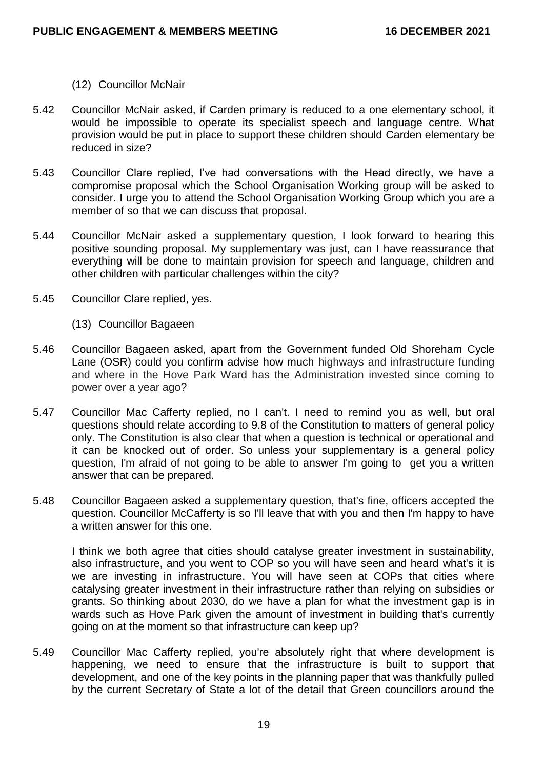(12) Councillor McNair

5.42 Councillor McNair asked, if Carden primary is reduced to a one elementary school, it would be impossible to operate its specialist speech and language centre. What provision would be put in place to support these children should Carden elementary be reduced in size?

5.43 Councillor Clare replied, I've had conversations with the Head directly, we have a compromise proposal which the School Organisation Working group will be asked to consider. I urge you to attend the School Organisation Working Group which you are a member of so that we can discuss that proposal.

5.44 Councillor McNair asked a supplementary question, I look forward to hearing this positive sounding proposal. My supplementary was just, can I have reassurance that everything will be done to maintain provision for speech and language, children and other children with particular challenges within the city?

5.45 Councillor Clare replied, yes.

(13) Councillor Bagaeen

5.46 Councillor Bagaeen asked, apart from the Government funded Old Shoreham Cycle Lane (OSR) could you confirm advise how much highways and infrastructure funding and where in the Hove Park Ward has the Administration invested since coming to power over a year ago?

5.47 Councillor Mac Cafferty replied, no I can't. I need to remind you as well, but oral questions should relate according to 9.8 of the Constitution to matters of general policy only. The Constitution is also clear that when a question is technical or operational and it can be knocked out of order. So unless your supplementary is a general policy question, I'm afraid of not going to be able to answer I'm going to get you a written answer that can be prepared.

5.48 Councillor Bagaeen asked a supplementary question, that's fine, officers accepted the question. Councillor McCafferty is so I'll leave that with you and then I'm happy to have a written answer for this one.

I think we both agree that cities should catalyse greater investment in sustainability, also infrastructure, and you went to COP so you will have seen and heard what's it is we are investing in infrastructure. You will have seen at COPs that cities where catalysing greater investment in their infrastructure rather than relying on subsidies or grants. So thinking about 2030, do we have a plan for what the investment gap is in wards such as Hove Park given the amount of investment in building that's currently going on at the moment so that infrastructure can keep up?

5.49 Councillor Mac Cafferty replied, you're absolutely right that where development is happening, we need to ensure that the infrastructure is built to support that development, and one of the key points in the planning paper that was thankfully pulled by the current Secretary of State a lot of the detail that Green councillors around the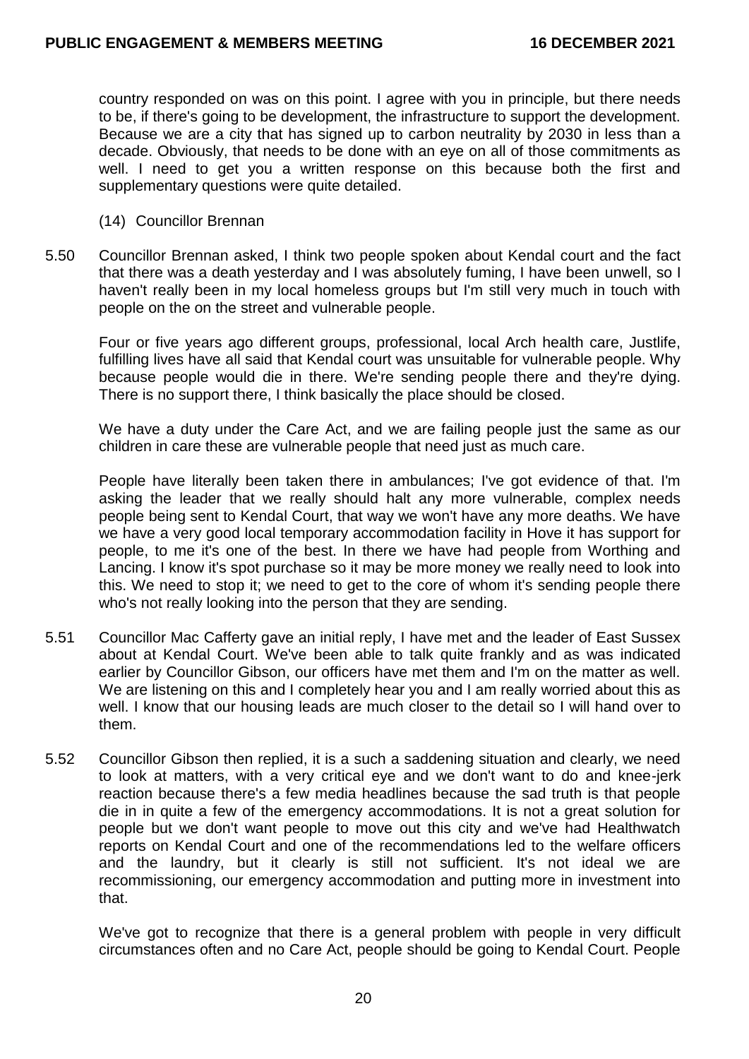country responded on was on this point. I agree with you in principle, but there needs to be, if there's going to be development, the infrastructure to support the development. Because we are a city that has signed up to carbon neutrality by 2030 in less than a decade. Obviously, that needs to be done with an eye on all of those commitments as well. I need to get you a written response on this because both the first and supplementary questions were quite detailed.

(14) Councillor Brennan

5.50 Councillor Brennan asked, I think two people spoken about Kendal court and the fact that there was a death yesterday and I was absolutely fuming, I have been unwell, so I haven't really been in my local homeless groups but I'm still very much in touch with people on the on the street and vulnerable people.

Four or five years ago different groups, professional, local Arch health care, Justlife, fulfilling lives have all said that Kendal court was unsuitable for vulnerable people. Why because people would die in there. We're sending people there and they're dying. There is no support there, I think basically the place should be closed.

We have a duty under the Care Act, and we are failing people just the same as our children in care these are vulnerable people that need just as much care.

People have literally been taken there in ambulances; I've got evidence of that. I'm asking the leader that we really should halt any more vulnerable, complex needs people being sent to Kendal Court, that way we won't have any more deaths. We have we have a very good local temporary accommodation facility in Hove it has support for people, to me it's one of the best. In there we have had people from Worthing and Lancing. I know it's spot purchase so it may be more money we really need to look into this. We need to stop it; we need to get to the core of whom it's sending people there who's not really looking into the person that they are sending.

5.51 Councillor Mac Cafferty gave an initial reply, I have met and the leader of East Sussex about at Kendal Court. We've been able to talk quite frankly and as was indicated earlier by Councillor Gibson, our officers have met them and I'm on the matter as well. We are listening on this and I completely hear you and I am really worried about this as well. I know that our housing leads are much closer to the detail so I will hand over to them.

5.52 Councillor Gibson then replied, it is a such a saddening situation and clearly, we need to look at matters, with a very critical eye and we don't want to do and knee-jerk reaction because there's a few media headlines because the sad truth is that people die in in quite a few of the emergency accommodations. It is not a great solution for people but we don't want people to move out this city and we've had Healthwatch reports on Kendal Court and one of the recommendations led to the welfare officers and the laundry, but it clearly is still not sufficient. It's not ideal we are recommissioning, our emergency accommodation and putting more in investment into that.

We've got to recognize that there is a general problem with people in very difficult circumstances often and no Care Act, people should be going to Kendal Court. People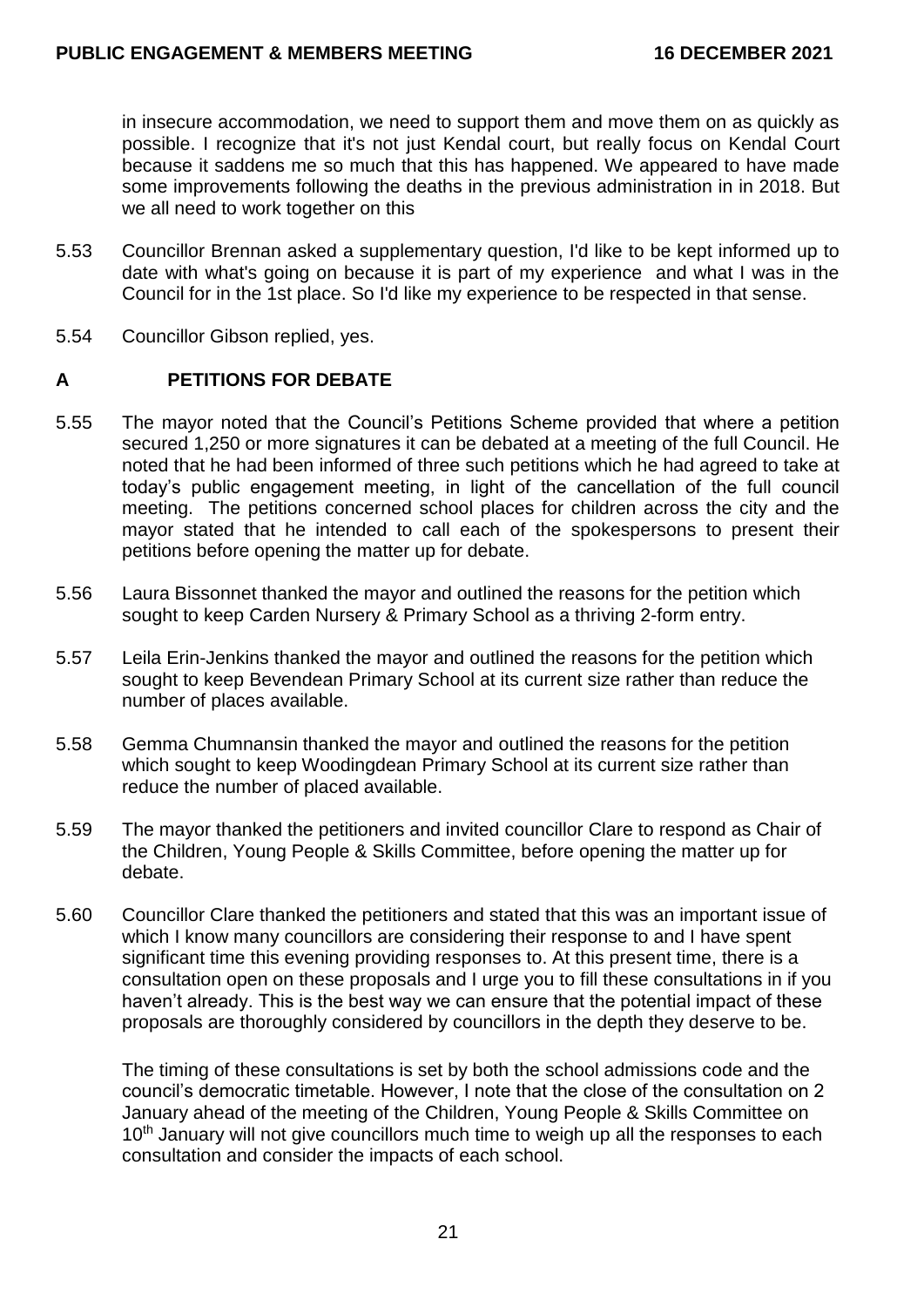in insecure accommodation, we need to support them and move them on as quickly as possible. I recognize that it's not just Kendal court, but really focus on Kendal Court because it saddens me so much that this has happened. We appeared to have made some improvements following the deaths in the previous administration in in 2018. But we all need to work together on this

5.53 Councillor Brennan asked a supplementary question, I'd like to be kept informed up to date with what's going on because it is part of my experience and what I was in the Council for in the 1st place. So I'd like my experience to be respected in that sense.

5.54 Councillor Gibson replied, yes.

## A PETITIONS FOR DEBATE

5.55 The mayor noted that the Council's Petitions Scheme provided that where a petition secured 1,250 or more signatures it can be debated at a meeting of the full Council. He noted that he had been informed of three such petitions which he had agreed to take at today's public engagement meeting, in light of the cancellation of the full council meeting. The petitions concerned school places for children across the city and the mayor stated that he intended to call each of the spokespersons to present their petitions before opening the matter up for debate.

5.56 Laura Bissonnet thanked the mayor and outlined the reasons for the petition which sought to keep Carden Nursery & Primary School as a thriving 2-form entry.

5.57 Leila Erin-Jenkins thanked the mayor and outlined the reasons for the petition which sought to keep Bevendean Primary School at its current size rather than reduce the number of places available.

5.58 Gemma Chumnansin thanked the mayor and outlined the reasons for the petition which sought to keep Woodingdean Primary School at its current size rather than reduce the number of placed available.

5.59 The mayor thanked the petitioners and invited councillor Clare to respond as Chair of the Children, Young People & Skills Committee, before opening the matter up for debate.

5.60 Councillor Clare thanked the petitioners and stated that this was an important issue of which I know many councillors are considering their response to and I have spent significant time this evening providing responses to. At this present time, there is a consultation open on these proposals and I urge you to fill these consultations in if you haven't already. This is the best way we can ensure that the potential impact of these proposals are thoroughly considered by councillors in the depth they deserve to be.

The timing of these consultations is set by both the school admissions code and the council's democratic timetable. However, I note that the close of the consultation on 2 January ahead of the meeting of the Children, Young People & Skills Committee on 10th January will not give councillors much time to weigh up all the responses to each consultation and consider the impacts of each school.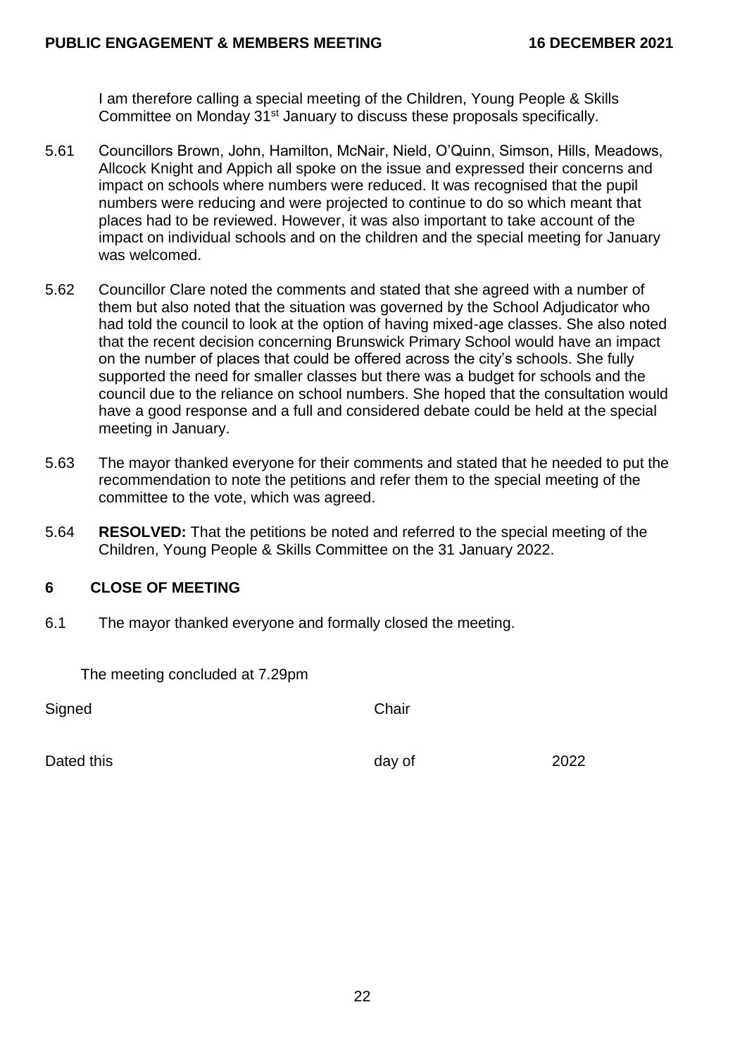I am therefore calling a special meeting of the Children, Young People & Skills Committee on Monday 31st January to discuss these proposals specifically.

5.61 Councillors Brown, John, Hamilton, McNair, Nield, O'Quinn, Simson, Hills, Meadows, Allcock Knight and Appich all spoke on the issue and expressed their concerns and impact on schools where numbers were reduced. It was recognised that the pupil numbers were reducing and were projected to continue to do so which meant that places had to be reviewed. However, it was also important to take account of the impact on individual schools and on the children and the special meeting for January was welcomed.

5.62 Councillor Clare noted the comments and stated that she agreed with a number of them but also noted that the situation was governed by the School Adjudicator who had told the council to look at the option of having mixed-age classes. She also noted that the recent decision concerning Brunswick Primary School would have an impact on the number of places that could be offered across the city's schools. She fully supported the need for smaller classes but there was a budget for schools and the council due to the reliance on school numbers. She hoped that the consultation would have a good response and a full and considered debate could be held at the special meeting in January.

5.63 The mayor thanked everyone for their comments and stated that he needed to put the recommendation to note the petitions and refer them to the special meeting of the committee to the vote, which was agreed.

5.64 **RESOLVED:** That the petitions be noted and referred to the special meeting of the Children, Young People & Skills Committee on the 31 January 2022.

## 6 CLOSE OF MEETING

6.1 The mayor thanked everyone and formally closed the meeting.

The meeting concluded at 7.29pm

Signed Chair

Dated this day of 2022